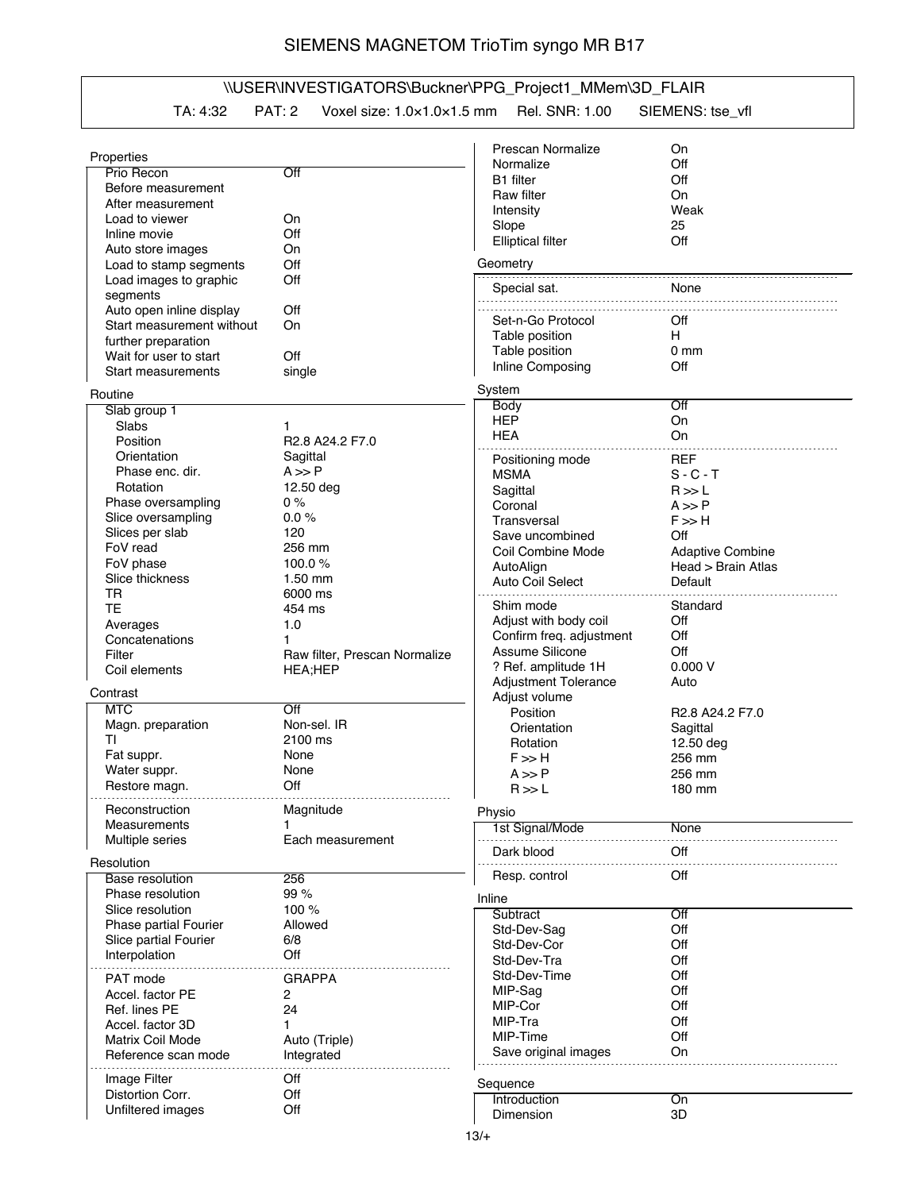# SIEMENS MAGNETOM TrioTim syngo MR B17

**\\USER\INVESTIGATORS\Buckner\PPG_Project1_MMem\3D_FLAIR**

TA: 4:32 PAT: 2 Voxel size: 1.0×1.0×1.5 mm Rel. SNR: 1.00 SIEMENS: tse_vfl

## Properties

| | |
|---|---|
| Prio Recon | Off |
| Before measurement | |
| After measurement | |
| Load to viewer | On |
| Inline movie | Off |
| Auto store images | On |
| Load to stamp segments | Off |
| Load images to graphic segments | Off |
| Auto open inline display | Off |
| Start measurement without further preparation | On |
| Wait for user to start | Off |
| Start measurements | single |

## Routine

| | |
|---|---|
| Slab group 1 | |
| Slabs | 1 |
| Position | R2.8 A24.2 F7.0 |
| Orientation | Sagittal |
| Phase enc. dir. | A >> P |
| Rotation | 12.50 deg |
| Phase oversampling | 0 % |
| Slice oversampling | 0.0 % |
| Slices per slab | 120 |
| FoV read | 256 mm |
| FoV phase | 100.0 % |
| Slice thickness | 1.50 mm |
| TR | 6000 ms |
| TE | 454 ms |
| Averages | 1.0 |
| Concatenations | 1 |
| Filter | Raw filter, Prescan Normalize |
| Coil elements | HEA;HEP |

## Contrast

| | |
|---|---|
| MTC | Off |
| Magn. preparation | Non-sel. IR |
| TI | 2100 ms |
| Fat suppr. | None |
| Water suppr. | None |
| Restore magn. | Off |
| Reconstruction | Magnitude |
| Measurements | 1 |
| Multiple series | Each measurement |

## Resolution

| | |
|---|---|
| Base resolution | 256 |
| Phase resolution | 99 % |
| Slice resolution | 100 % |
| Phase partial Fourier | Allowed |
| Slice partial Fourier | 6/8 |
| Interpolation | Off |
| PAT mode | GRAPPA |
| Accel. factor PE | 2 |
| Ref. lines PE | 24 |
| Accel. factor 3D | 1 |
| Matrix Coil Mode | Auto (Triple) |
| Reference scan mode | Integrated |
| Image Filter | Off |
| Distortion Corr. | Off |
| Unfiltered images | Off |
| Prescan Normalize | On |
| Normalize | Off |
| B1 filter | Off |
| Raw filter | On |
| Intensity | Weak |
| Slope | 25 |
| Elliptical filter | Off |

## Geometry

| | |
|---|---|
| Special sat. | None |
| Set-n-Go Protocol | Off |
| Table position | H |
| Table position | 0 mm |
| Inline Composing | Off |

## System

| | |
|---|---|
| Body | Off |
| HEP | On |
| HEA | On |
| Positioning mode | REF |
| MSMA | S - C - T |
| Sagittal | R >> L |
| Coronal | A >> P |
| Transversal | F >> H |
| Save uncombined | Off |
| Coil Combine Mode | Adaptive Combine |
| AutoAlign | Head > Brain Atlas |
| Auto Coil Select | Default |
| Shim mode | Standard |
| Adjust with body coil | Off |
| Confirm freq. adjustment | Off |
| Assume Silicone | Off |
| ? Ref. amplitude 1H | 0.000 V |
| Adjustment Tolerance | Auto |
| Adjust volume | |
| Position | R2.8 A24.2 F7.0 |
| Orientation | Sagittal |
| Rotation | 12.50 deg |
| F >> H | 256 mm |
| A >> P | 256 mm |
| R >> L | 180 mm |

## Physio

| | |
|---|---|
| 1st Signal/Mode | None |
| Dark blood | Off |
| Resp. control | Off |

## Inline

| | |
|---|---|
| Subtract | Off |
| Std-Dev-Sag | Off |
| Std-Dev-Cor | Off |
| Std-Dev-Tra | Off |
| Std-Dev-Time | Off |
| MIP-Sag | Off |
| MIP-Cor | Off |
| MIP-Tra | Off |
| MIP-Time | Off |
| Save original images | On |

## Sequence

| | |
|---|---|
| Introduction | On |
| Dimension | 3D |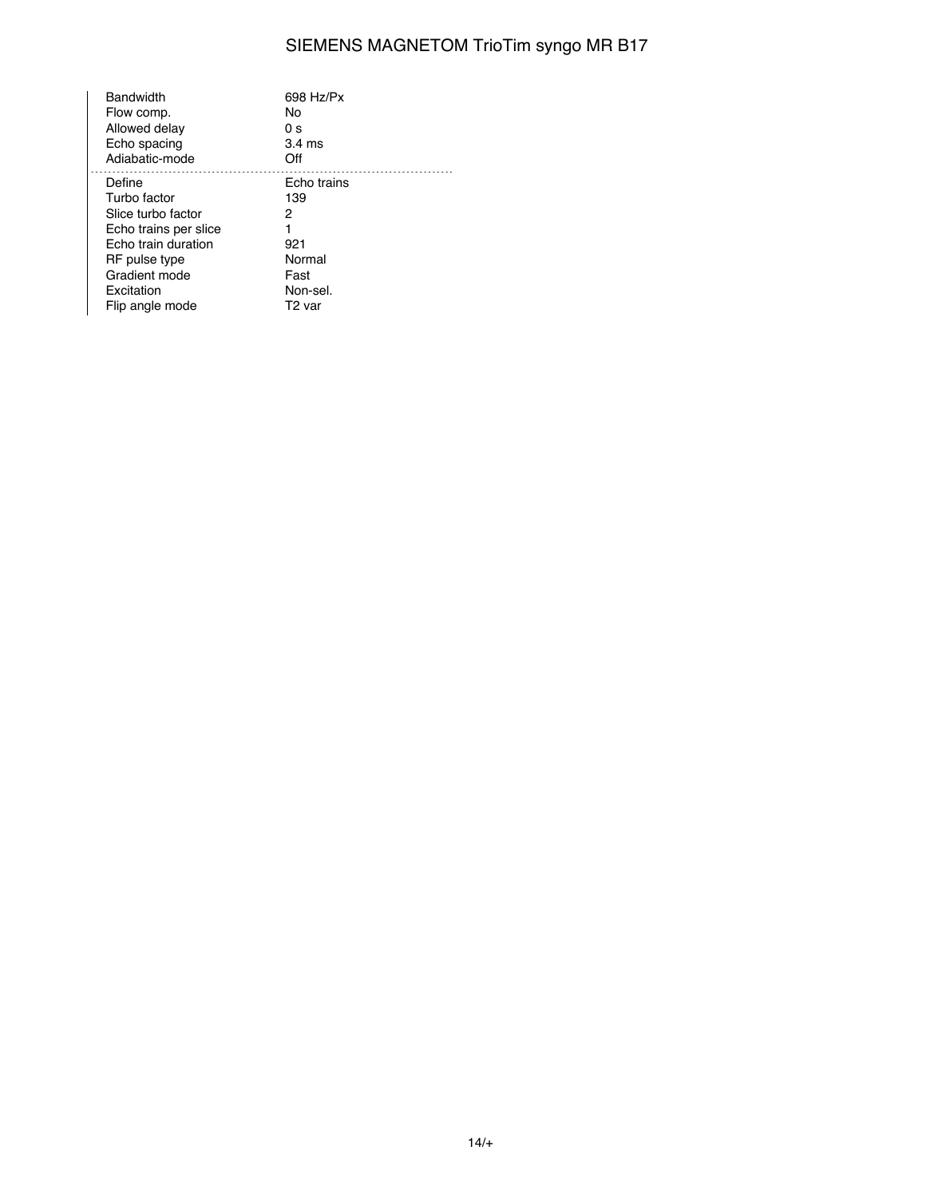| | |
|---|---|
| Bandwidth | 698 Hz/Px |
| Flow comp. | No |
| Allowed delay | 0 s |
| Echo spacing | 3.4 ms |
| Adiabatic-mode | Off |
| Define | Echo trains |
| Turbo factor | 139 |
| Slice turbo factor | 2 |
| Echo trains per slice | 1 |
| Echo train duration | 921 |
| RF pulse type | Normal |
| Gradient mode | Fast |
| Excitation | Non-sel. |
| Flip angle mode | T2 var |